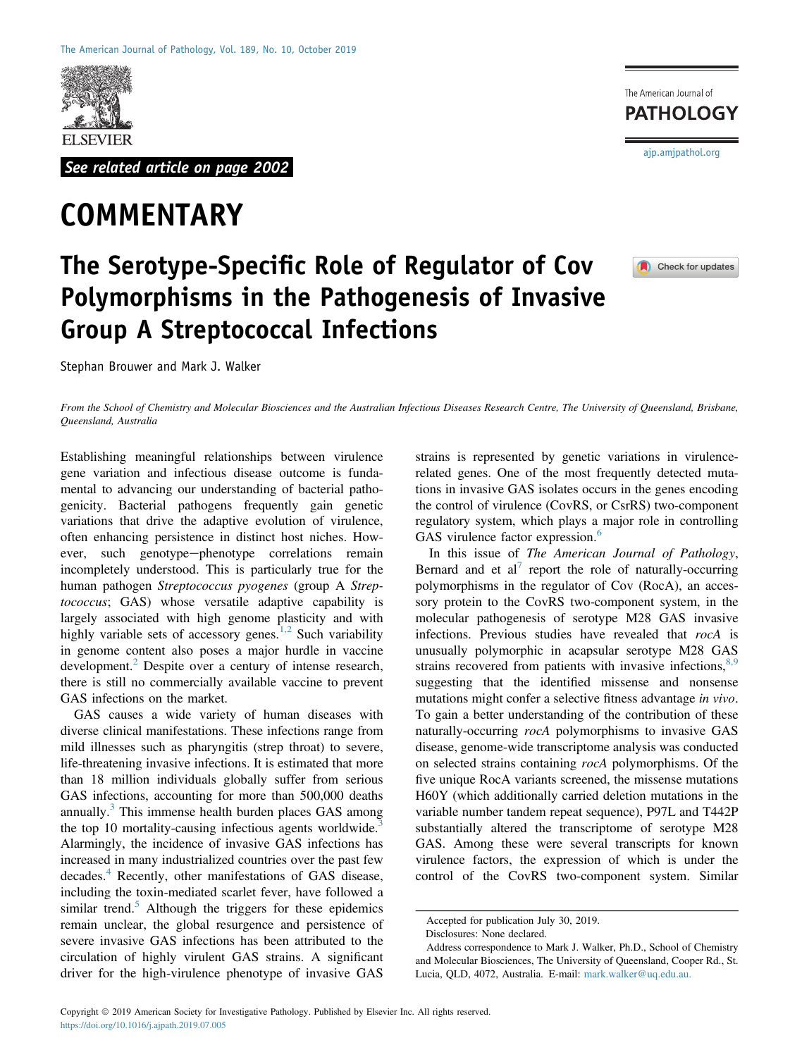See related article on page 2002

# COMMENTARY

## The Serotype-Specific Role of Regulator of Cov Polymorphisms in the Pathogenesis of Invasive Group A Streptococcal Infections

Stephan Brouwer and Mark J. Walker

*From the School of Chemistry and Molecular Biosciences and the Australian Infectious Diseases Research Centre, The University of Queensland, Brisbane, Queensland, Australia*

Establishing meaningful relationships between virulence gene variation and infectious disease outcome is fundamental to advancing our understanding of bacterial pathogenicity. Bacterial pathogens frequently gain genetic variations that drive the adaptive evolution of virulence, often enhancing persistence in distinct host niches. However, such genotype−phenotype correlations remain incompletely understood. This is particularly true for the human pathogen *Streptococcus pyogenes* (group A *Streptococcus*; GAS) whose versatile adaptive capability is largely associated with high genome plasticity and with highly variable sets of accessory genes.[1,2] Such variability in genome content also poses a major hurdle in vaccine development.[2] Despite over a century of intense research, there is still no commercially available vaccine to prevent GAS infections on the market.

GAS causes a wide variety of human diseases with diverse clinical manifestations. These infections range from mild illnesses such as pharyngitis (strep throat) to severe, life-threatening invasive infections. It is estimated that more than 18 million individuals globally suffer from serious GAS infections, accounting for more than 500,000 deaths annually.[3] This immense health burden places GAS among the top 10 mortality-causing infectious agents worldwide.[3] Alarmingly, the incidence of invasive GAS infections has increased in many industrialized countries over the past few decades.[4] Recently, other manifestations of GAS disease, including the toxin-mediated scarlet fever, have followed a similar trend.[5] Although the triggers for these epidemics remain unclear, the global resurgence and persistence of severe invasive GAS infections has been attributed to the circulation of highly virulent GAS strains. A significant driver for the high-virulence phenotype of invasive GAS strains is represented by genetic variations in virulence-related genes. One of the most frequently detected mutations in invasive GAS isolates occurs in the genes encoding the control of virulence (CovRS, or CsrRS) two-component regulatory system, which plays a major role in controlling GAS virulence factor expression.[6]

In this issue of *The American Journal of Pathology*, Bernard and et al[7] report the role of naturally-occurring polymorphisms in the regulator of Cov (RocA), an accessory protein to the CovRS two-component system, in the molecular pathogenesis of serotype M28 GAS invasive infections. Previous studies have revealed that *rocA* is unusually polymorphic in acapsular serotype M28 GAS strains recovered from patients with invasive infections,[8,9] suggesting that the identified missense and nonsense mutations might confer a selective fitness advantage *in vivo*. To gain a better understanding of the contribution of these naturally-occurring *rocA* polymorphisms to invasive GAS disease, genome-wide transcriptome analysis was conducted on selected strains containing *rocA* polymorphisms. Of the five unique RocA variants screened, the missense mutations H60Y (which additionally carried deletion mutations in the variable number tandem repeat sequence), P97L and T442P substantially altered the transcriptome of serotype M28 GAS. Among these were several transcripts for known virulence factors, the expression of which is under the control of the CovRS two-component system. Similar

Accepted for publication July 30, 2019.

Disclosures: None declared.

Address correspondence to Mark J. Walker, Ph.D., School of Chemistry and Molecular Biosciences, The University of Queensland, Cooper Rd., St. Lucia, QLD, 4072, Australia. E-mail: mark.walker@uq.edu.au.

Copyright © 2019 American Society for Investigative Pathology. Published by Elsevier Inc. All rights reserved.
https://doi.org/10.1016/j.ajpath.2019.07.005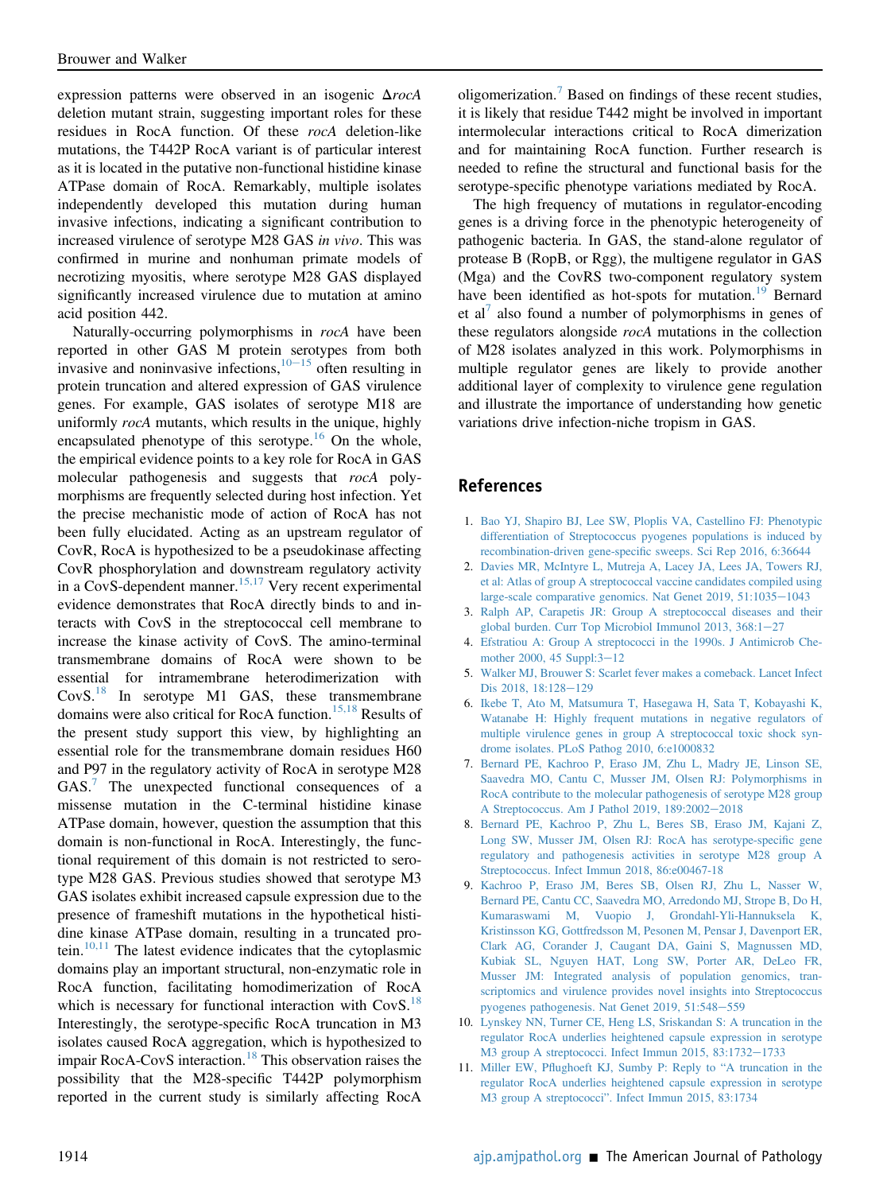expression patterns were observed in an isogenic Δ*rocA* deletion mutant strain, suggesting important roles for these residues in RocA function. Of these *rocA* deletion-like mutations, the T442P RocA variant is of particular interest as it is located in the putative non-functional histidine kinase ATPase domain of RocA. Remarkably, multiple isolates independently developed this mutation during human invasive infections, indicating a significant contribution to increased virulence of serotype M28 GAS *in vivo*. This was confirmed in murine and nonhuman primate models of necrotizing myositis, where serotype M28 GAS displayed significantly increased virulence due to mutation at amino acid position 442.

Naturally-occurring polymorphisms in *rocA* have been reported in other GAS M protein serotypes from both invasive and noninvasive infections,[10−15] often resulting in protein truncation and altered expression of GAS virulence genes. For example, GAS isolates of serotype M18 are uniformly *rocA* mutants, which results in the unique, highly encapsulated phenotype of this serotype.[16] On the whole, the empirical evidence points to a key role for RocA in GAS molecular pathogenesis and suggests that *rocA* polymorphisms are frequently selected during host infection. Yet the precise mechanistic mode of action of RocA has not been fully elucidated. Acting as an upstream regulator of CovR, RocA is hypothesized to be a pseudokinase affecting CovR phosphorylation and downstream regulatory activity in a CovS-dependent manner.[15,17] Very recent experimental evidence demonstrates that RocA directly binds to and interacts with CovS in the streptococcal cell membrane to increase the kinase activity of CovS. The amino-terminal transmembrane domains of RocA were shown to be essential for intramembrane heterodimerization with CovS.[18] In serotype M1 GAS, these transmembrane domains were also critical for RocA function.[15,18] Results of the present study support this view, by highlighting an essential role for the transmembrane domain residues H60 and P97 in the regulatory activity of RocA in serotype M28 GAS.[7] The unexpected functional consequences of a missense mutation in the C-terminal histidine kinase ATPase domain, however, question the assumption that this domain is non-functional in RocA. Interestingly, the functional requirement of this domain is not restricted to serotype M28 GAS. Previous studies showed that serotype M3 GAS isolates exhibit increased capsule expression due to the presence of frameshift mutations in the hypothetical histidine kinase ATPase domain, resulting in a truncated protein.[10,11] The latest evidence indicates that the cytoplasmic domains play an important structural, non-enzymatic role in RocA function, facilitating homodimerization of RocA which is necessary for functional interaction with CovS.[18] Interestingly, the serotype-specific RocA truncation in M3 isolates caused RocA aggregation, which is hypothesized to impair RocA-CovS interaction.[18] This observation raises the possibility that the M28-specific T442P polymorphism reported in the current study is similarly affecting RocA oligomerization.[7] Based on findings of these recent studies, it is likely that residue T442 might be involved in important intermolecular interactions critical to RocA dimerization and for maintaining RocA function. Further research is needed to refine the structural and functional basis for the serotype-specific phenotype variations mediated by RocA.

The high frequency of mutations in regulator-encoding genes is a driving force in the phenotypic heterogeneity of pathogenic bacteria. In GAS, the stand-alone regulator of protease B (RopB, or Rgg), the multigene regulator in GAS (Mga) and the CovRS two-component regulatory system have been identified as hot-spots for mutation.[19] Bernard et al[7] also found a number of polymorphisms in genes of these regulators alongside *rocA* mutations in the collection of M28 isolates analyzed in this work. Polymorphisms in multiple regulator genes are likely to provide another additional layer of complexity to virulence gene regulation and illustrate the importance of understanding how genetic variations drive infection-niche tropism in GAS.

## References

1. Bao YJ, Shapiro BJ, Lee SW, Ploplis VA, Castellino FJ: Phenotypic differentiation of Streptococcus pyogenes populations is induced by recombination-driven gene-specific sweeps. Sci Rep 2016, 6:36644
2. Davies MR, McIntyre L, Mutreja A, Lacey JA, Lees JA, Towers RJ, et al: Atlas of group A streptococcal vaccine candidates compiled using large-scale comparative genomics. Nat Genet 2019, 51:1035−1043
3. Ralph AP, Carapetis JR: Group A streptococcal diseases and their global burden. Curr Top Microbiol Immunol 2013, 368:1−27
4. Efstratiou A: Group A streptococci in the 1990s. J Antimicrob Chemother 2000, 45 Suppl:3−12
5. Walker MJ, Brouwer S: Scarlet fever makes a comeback. Lancet Infect Dis 2018, 18:128−129
6. Ikebe T, Ato M, Matsumura T, Hasegawa H, Sata T, Kobayashi K, Watanabe H: Highly frequent mutations in negative regulators of multiple virulence genes in group A streptococcal toxic shock syndrome isolates. PLoS Pathog 2010, 6:e1000832
7. Bernard PE, Kachroo P, Eraso JM, Zhu L, Madry JE, Linson SE, Saavedra MO, Cantu C, Musser JM, Olsen RJ: Polymorphisms in RocA contribute to the molecular pathogenesis of serotype M28 group A Streptococcus. Am J Pathol 2019, 189:2002−2018
8. Bernard PE, Kachroo P, Zhu L, Beres SB, Eraso JM, Kajani Z, Long SW, Musser JM, Olsen RJ: RocA has serotype-specific gene regulatory and pathogenesis activities in serotype M28 group A Streptococcus. Infect Immun 2018, 86:e00467-18
9. Kachroo P, Eraso JM, Beres SB, Olsen RJ, Zhu L, Nasser W, Bernard PE, Cantu CC, Saavedra MO, Arredondo MJ, Strope B, Do H, Kumaraswami M, Vuopio J, Grondahl-Yli-Hannuksela K, Kristinsson KG, Gottfredsson M, Pesonen M, Pensar J, Davenport ER, Clark AG, Corander J, Caugant DA, Gaini S, Magnussen MD, Kubiak SL, Nguyen HAT, Long SW, Porter AR, DeLeo FR, Musser JM: Integrated analysis of population genomics, transcriptomics and virulence provides novel insights into Streptococcus pyogenes pathogenesis. Nat Genet 2019, 51:548−559
10. Lynskey NN, Turner CE, Heng LS, Sriskandan S: A truncation in the regulator RocA underlies heightened capsule expression in serotype M3 group A streptococci. Infect Immun 2015, 83:1732−1733
11. Miller EW, Pflughoeft KJ, Sumby P: Reply to "A truncation in the regulator RocA underlies heightened capsule expression in serotype M3 group A streptococci". Infect Immun 2015, 83:1734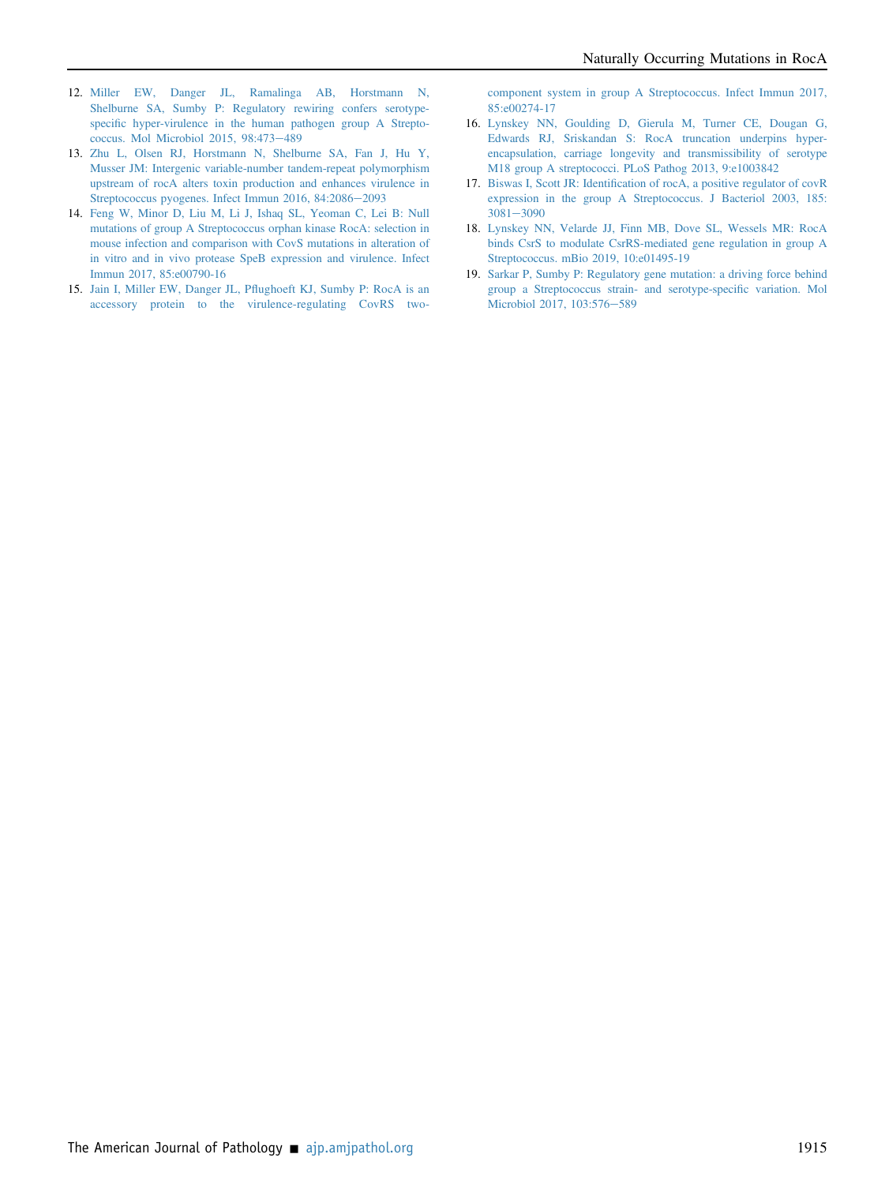12. Miller EW, Danger JL, Ramalinga AB, Horstmann N, Shelburne SA, Sumby P: Regulatory rewiring confers serotype-specific hyper-virulence in the human pathogen group A Streptococcus. Mol Microbiol 2015, 98:473–489
13. Zhu L, Olsen RJ, Horstmann N, Shelburne SA, Fan J, Hu Y, Musser JM: Intergenic variable-number tandem-repeat polymorphism upstream of rocA alters toxin production and enhances virulence in Streptococcus pyogenes. Infect Immun 2016, 84:2086–2093
14. Feng W, Minor D, Liu M, Li J, Ishaq SL, Yeoman C, Lei B: Null mutations of group A Streptococcus orphan kinase RocA: selection in mouse infection and comparison with CovS mutations in alteration of in vitro and in vivo protease SpeB expression and virulence. Infect Immun 2017, 85:e00790-16
15. Jain I, Miller EW, Danger JL, Pflughoeft KJ, Sumby P: RocA is an accessory protein to the virulence-regulating CovRS two-component system in group A Streptococcus. Infect Immun 2017, 85:e00274-17
16. Lynskey NN, Goulding D, Gierula M, Turner CE, Dougan G, Edwards RJ, Sriskandan S: RocA truncation underpins hyper-encapsulation, carriage longevity and transmissibility of serotype M18 group A streptococci. PLoS Pathog 2013, 9:e1003842
17. Biswas I, Scott JR: Identification of rocA, a positive regulator of covR expression in the group A Streptococcus. J Bacteriol 2003, 185:3081–3090
18. Lynskey NN, Velarde JJ, Finn MB, Dove SL, Wessels MR: RocA binds CsrS to modulate CsrRS-mediated gene regulation in group A Streptococcus. mBio 2019, 10:e01495-19
19. Sarkar P, Sumby P: Regulatory gene mutation: a driving force behind group a Streptococcus strain- and serotype-specific variation. Mol Microbiol 2017, 103:576–589